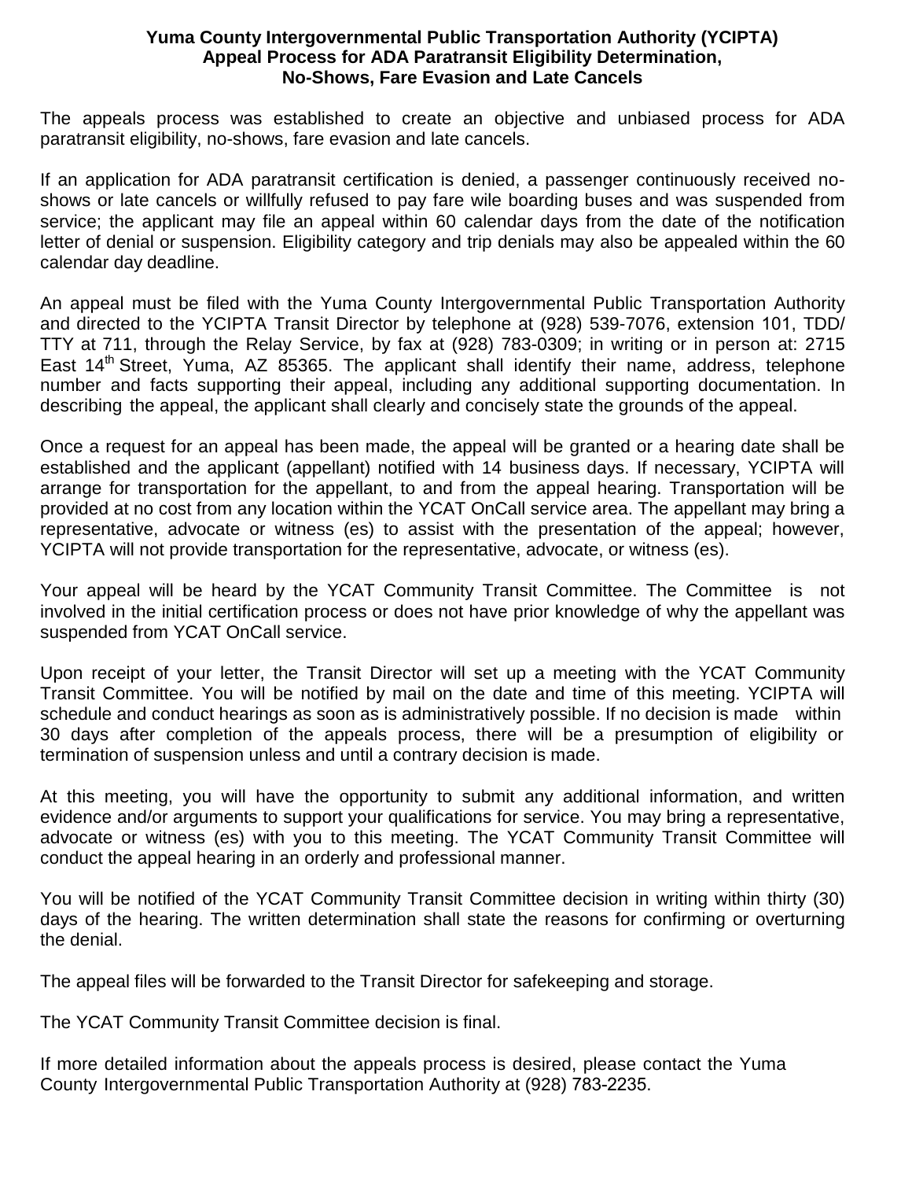**Yuma County Intergovernmental Public Transportation Authority (YCIPTA)**
**Appeal Process for ADA Paratransit Eligibility Determination,**
**No-Shows, Fare Evasion and Late Cancels**

The appeals process was established to create an objective and unbiased process for ADA paratransit eligibility, no-shows, fare evasion and late cancels.

If an application for ADA paratransit certification is denied, a passenger continuously received no-shows or late cancels or willfully refused to pay fare wile boarding buses and was suspended from service; the applicant may file an appeal within 60 calendar days from the date of the notification letter of denial or suspension. Eligibility category and trip denials may also be appealed within the 60 calendar day deadline.

An appeal must be filed with the Yuma County Intergovernmental Public Transportation Authority and directed to the YCIPTA Transit Director by telephone at (928) 539-7076, extension 101, TDD/ TTY at 711, through the Relay Service, by fax at (928) 783-0309; in writing or in person at: 2715 East 14th Street, Yuma, AZ 85365. The applicant shall identify their name, address, telephone number and facts supporting their appeal, including any additional supporting documentation. In describing the appeal, the applicant shall clearly and concisely state the grounds of the appeal.

Once a request for an appeal has been made, the appeal will be granted or a hearing date shall be established and the applicant (appellant) notified with 14 business days. If necessary, YCIPTA will arrange for transportation for the appellant, to and from the appeal hearing. Transportation will be provided at no cost from any location within the YCAT OnCall service area. The appellant may bring a representative, advocate or witness (es) to assist with the presentation of the appeal; however, YCIPTA will not provide transportation for the representative, advocate, or witness (es).

Your appeal will be heard by the YCAT Community Transit Committee. The Committee is not involved in the initial certification process or does not have prior knowledge of why the appellant was suspended from YCAT OnCall service.

Upon receipt of your letter, the Transit Director will set up a meeting with the YCAT Community Transit Committee. You will be notified by mail on the date and time of this meeting. YCIPTA will schedule and conduct hearings as soon as is administratively possible. If no decision is made within 30 days after completion of the appeals process, there will be a presumption of eligibility or termination of suspension unless and until a contrary decision is made.

At this meeting, you will have the opportunity to submit any additional information, and written evidence and/or arguments to support your qualifications for service. You may bring a representative, advocate or witness (es) with you to this meeting. The YCAT Community Transit Committee will conduct the appeal hearing in an orderly and professional manner.

You will be notified of the YCAT Community Transit Committee decision in writing within thirty (30) days of the hearing. The written determination shall state the reasons for confirming or overturning the denial.

The appeal files will be forwarded to the Transit Director for safekeeping and storage.

The YCAT Community Transit Committee decision is final.

If more detailed information about the appeals process is desired, please contact the Yuma County Intergovernmental Public Transportation Authority at (928) 783-2235.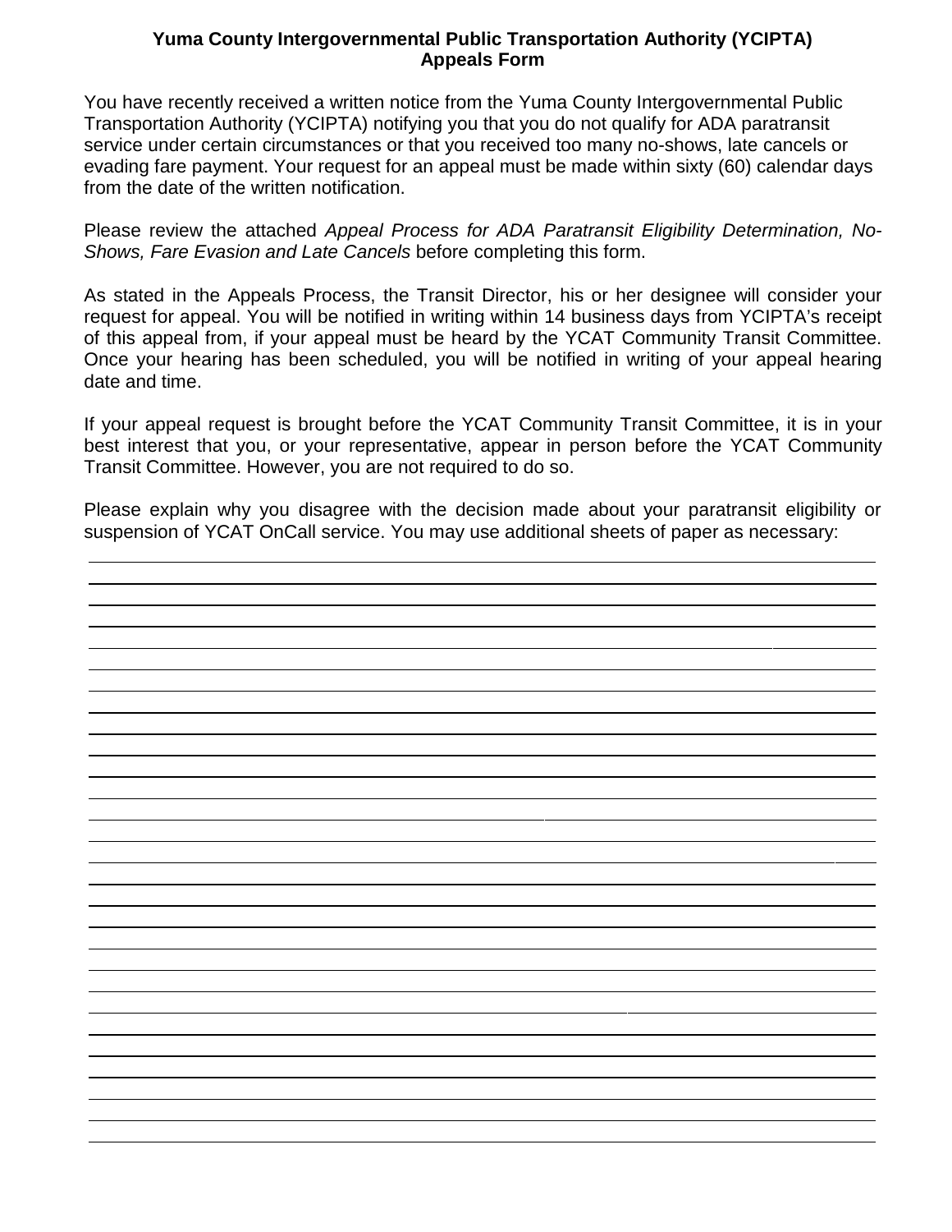**Yuma County Intergovernmental Public Transportation Authority (YCIPTA)**
**Appeals Form**

You have recently received a written notice from the Yuma County Intergovernmental Public Transportation Authority (YCIPTA) notifying you that you do not qualify for ADA paratransit service under certain circumstances or that you received too many no-shows, late cancels or evading fare payment. Your request for an appeal must be made within sixty (60) calendar days from the date of the written notification.

Please review the attached *Appeal Process for ADA Paratransit Eligibility Determination, No-Shows, Fare Evasion and Late Cancels* before completing this form.

As stated in the Appeals Process, the Transit Director, his or her designee will consider your request for appeal. You will be notified in writing within 14 business days from YCIPTA's receipt of this appeal from, if your appeal must be heard by the YCAT Community Transit Committee. Once your hearing has been scheduled, you will be notified in writing of your appeal hearing date and time.

If your appeal request is brought before the YCAT Community Transit Committee, it is in your best interest that you, or your representative, appear in person before the YCAT Community Transit Committee. However, you are not required to do so.

Please explain why you disagree with the decision made about your paratransit eligibility or suspension of YCAT OnCall service. You may use additional sheets of paper as necessary:

_______________________________________________________________________________

_______________________________________________________________________________

_______________________________________________________________________________

_______________________________________________________________________________

_______________________________________________________________________________

_______________________________________________________________________________

_______________________________________________________________________________

_______________________________________________________________________________

_______________________________________________________________________________

_______________________________________________________________________________

_______________________________________________________________________________

_______________________________________________________________________________

_______________________________________________________________________________

_______________________________________________________________________________

_______________________________________________________________________________

_______________________________________________________________________________

_______________________________________________________________________________

_______________________________________________________________________________

_______________________________________________________________________________

_______________________________________________________________________________

_______________________________________________________________________________

_______________________________________________________________________________

_______________________________________________________________________________

_______________________________________________________________________________

_______________________________________________________________________________

_______________________________________________________________________________

_______________________________________________________________________________

_______________________________________________________________________________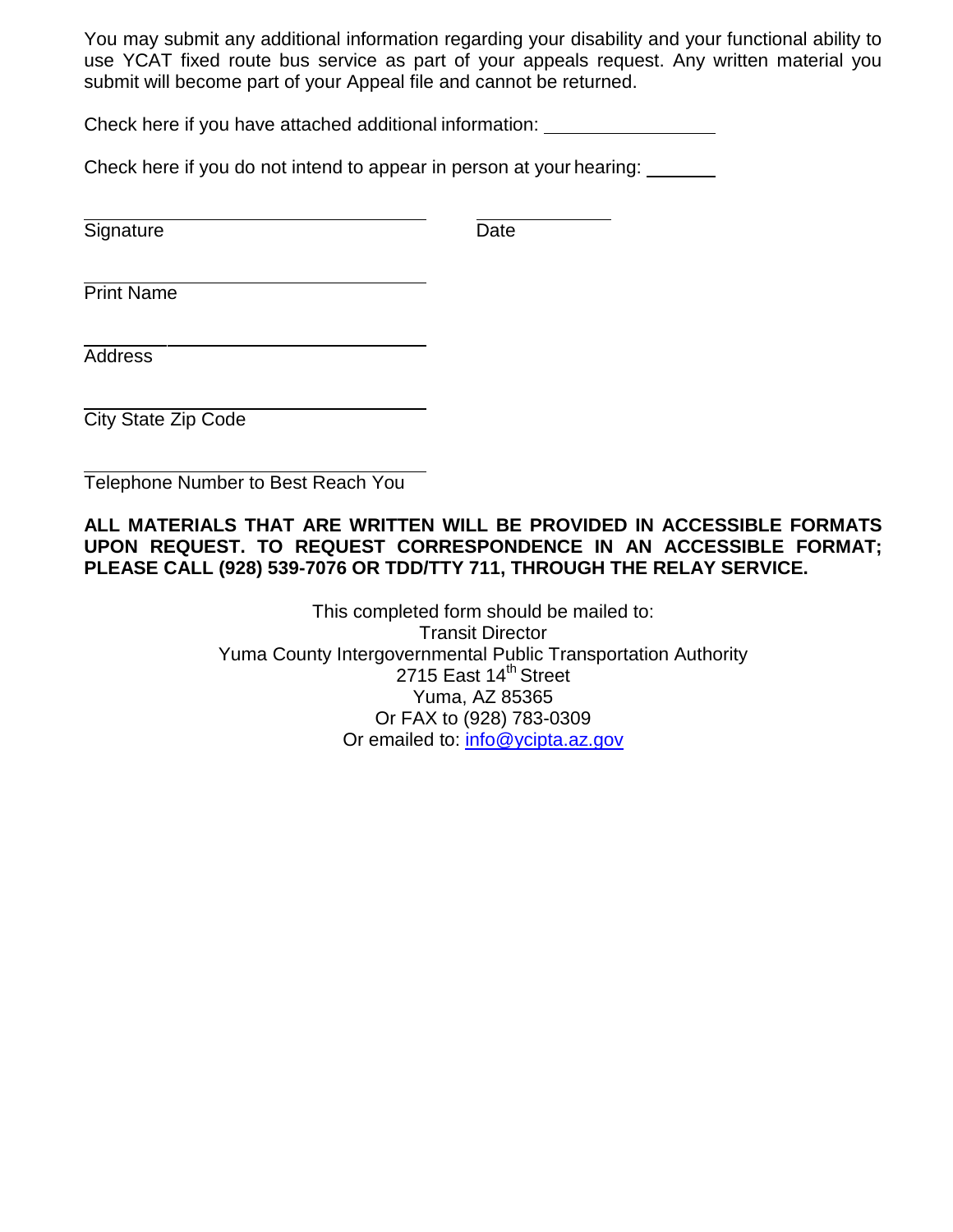You may submit any additional information regarding your disability and your functional ability to use YCAT fixed route bus service as part of your appeals request. Any written material you submit will become part of your Appeal file and cannot be returned.

Check here if you have attached additional information: ________________

Check here if you do not intend to appear in person at your hearing: _______

________________________________ ____________
Signature Date

________________________________
Print Name

________________________________
Address

________________________________
City State Zip Code

________________________________
Telephone Number to Best Reach You

**ALL MATERIALS THAT ARE WRITTEN WILL BE PROVIDED IN ACCESSIBLE FORMATS UPON REQUEST. TO REQUEST CORRESPONDENCE IN AN ACCESSIBLE FORMAT; PLEASE CALL (928) 539-7076 OR TDD/TTY 711, THROUGH THE RELAY SERVICE.**

This completed form should be mailed to:
Transit Director
Yuma County Intergovernmental Public Transportation Authority
2715 East 14th Street
Yuma, AZ 85365
Or FAX to (928) 783-0309
Or emailed to: info@ycipta.az.gov